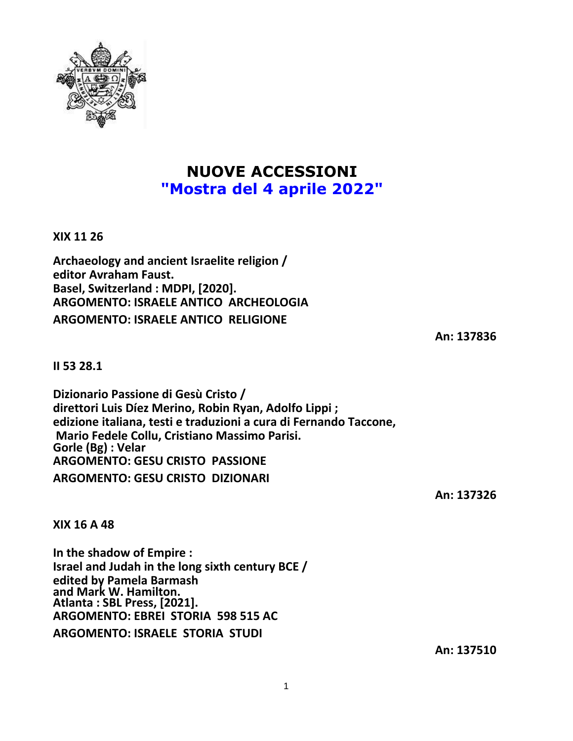# NUOVE ACCESSIONI
## "Mostra del 4 aprile 2022"

**XIX 11 26**

**Archaeology and ancient Israelite religion /**
**editor Avraham Faust.**
**Basel, Switzerland : MDPI, [2020].**
**ARGOMENTO: ISRAELE ANTICO ARCHEOLOGIA**
**ARGOMENTO: ISRAELE ANTICO RELIGIONE**

**An: 137836**

**II 53 28.1**

**Dizionario Passione di Gesù Cristo /**
**direttori Luis Díez Merino, Robin Ryan, Adolfo Lippi ;**
**edizione italiana, testi e traduzioni a cura di Fernando Taccone, Mario Fedele Collu, Cristiano Massimo Parisi.**
**Gorle (Bg) : Velar**
**ARGOMENTO: GESU CRISTO PASSIONE**
**ARGOMENTO: GESU CRISTO DIZIONARI**

**An: 137326**

**XIX 16 A 48**

**In the shadow of Empire :**
**Israel and Judah in the long sixth century BCE /**
**edited by Pamela Barmash and Mark W. Hamilton.**
**Atlanta : SBL Press, [2021].**
**ARGOMENTO: EBREI STORIA 598 515 AC**
**ARGOMENTO: ISRAELE STORIA STUDI**

**An: 137510**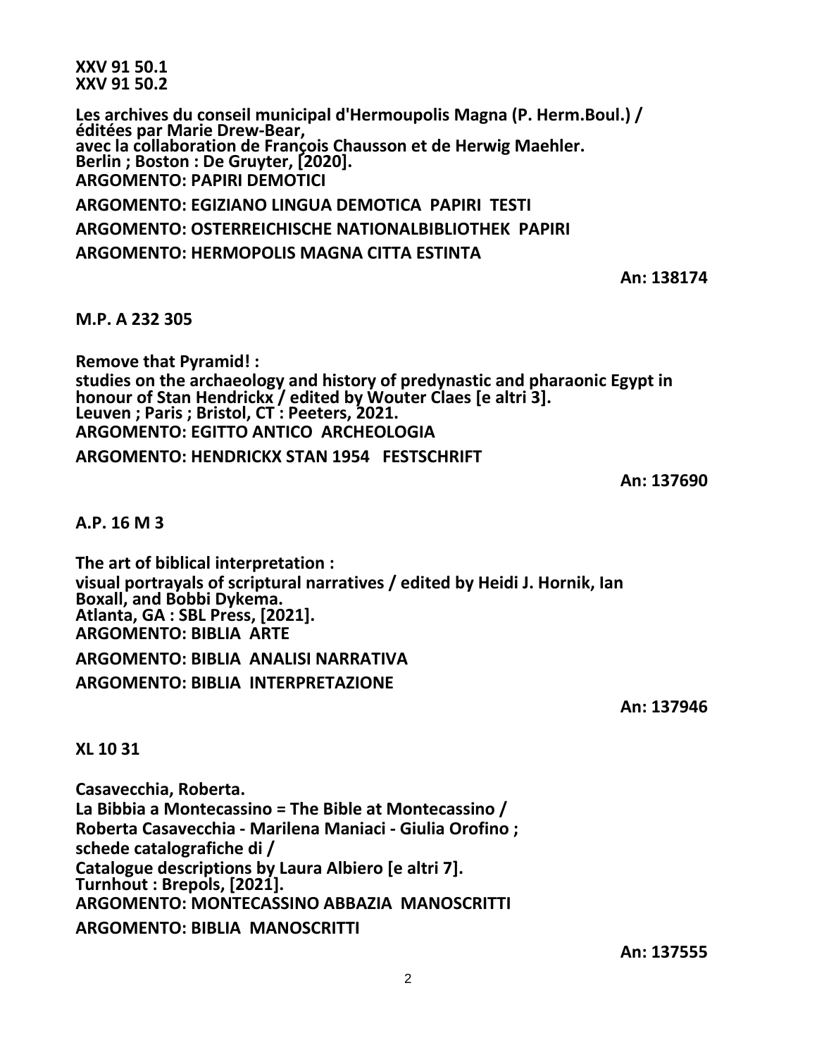**XXV 91 50.1**
**XXV 91 50.2**

**Les archives du conseil municipal d'Hermoupolis Magna (P. Herm.Boul.) /**
**éditées par Marie Drew-Bear,**
**avec la collaboration de François Chausson et de Herwig Maehler.**
**Berlin ; Boston : De Gruyter, [2020].**
**ARGOMENTO: PAPIRI DEMOTICI**

**ARGOMENTO: EGIZIANO LINGUA DEMOTICA PAPIRI TESTI**

**ARGOMENTO: OSTERREICHISCHE NATIONALBIBLIOTHEK PAPIRI**

**ARGOMENTO: HERMOPOLIS MAGNA CITTA ESTINTA**

**An: 138174**

**M.P. A 232 305**

**Remove that Pyramid! :**
**studies on the archaeology and history of predynastic and pharaonic Egypt in honour of Stan Hendrickx / edited by Wouter Claes [e altri 3].**
**Leuven ; Paris ; Bristol, CT : Peeters, 2021.**
**ARGOMENTO: EGITTO ANTICO ARCHEOLOGIA**

**ARGOMENTO: HENDRICKX STAN 1954 FESTSCHRIFT**

**An: 137690**

**A.P. 16 M 3**

**The art of biblical interpretation :**
**visual portrayals of scriptural narratives / edited by Heidi J. Hornik, Ian Boxall, and Bobbi Dykema.**
**Atlanta, GA : SBL Press, [2021].**
**ARGOMENTO: BIBLIA ARTE**

**ARGOMENTO: BIBLIA ANALISI NARRATIVA**

**ARGOMENTO: BIBLIA INTERPRETAZIONE**

**An: 137946**

**XL 10 31**

**Casavecchia, Roberta.**
**La Bibbia a Montecassino = The Bible at Montecassino /**
**Roberta Casavecchia - Marilena Maniaci - Giulia Orofino ;**
**schede catalografiche di /**
**Catalogue descriptions by Laura Albiero [e altri 7].**
**Turnhout : Brepols, [2021].**
**ARGOMENTO: MONTECASSINO ABBAZIA MANOSCRITTI**

**ARGOMENTO: BIBLIA MANOSCRITTI**

**An: 137555**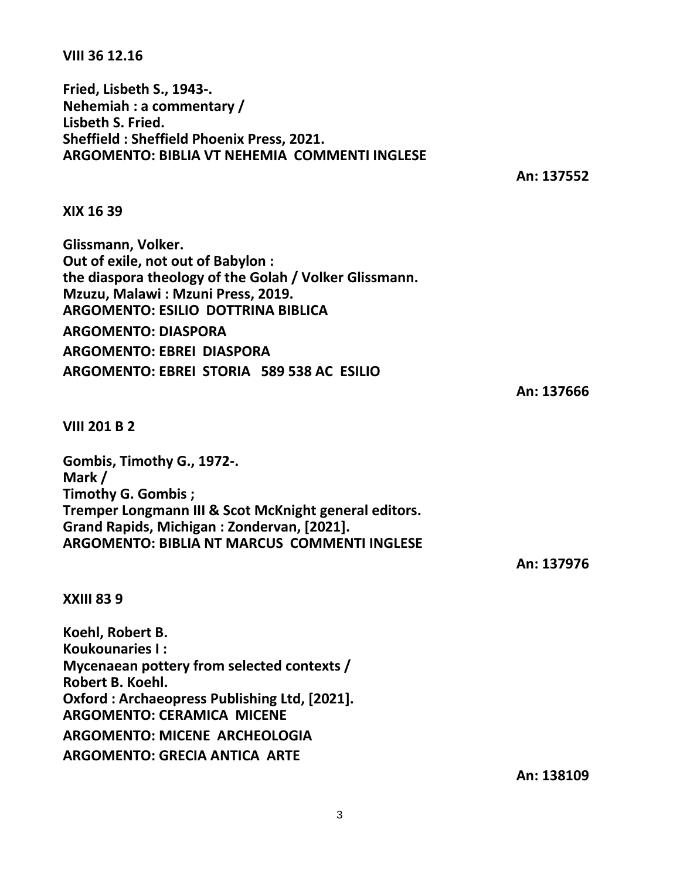**VIII 36 12.16**

**Fried, Lisbeth S., 1943-.**
**Nehemiah : a commentary /**
**Lisbeth S. Fried.**
**Sheffield : Sheffield Phoenix Press, 2021.**
**ARGOMENTO: BIBLIA VT NEHEMIA COMMENTI INGLESE**

**An: 137552**

**XIX 16 39**

**Glissmann, Volker.**
**Out of exile, not out of Babylon :**
**the diaspora theology of the Golah / Volker Glissmann.**
**Mzuzu, Malawi : Mzuni Press, 2019.**
**ARGOMENTO: ESILIO DOTTRINA BIBLICA**
**ARGOMENTO: DIASPORA**
**ARGOMENTO: EBREI DIASPORA**
**ARGOMENTO: EBREI STORIA 589 538 AC ESILIO**

**An: 137666**

**VIII 201 B 2**

**Gombis, Timothy G., 1972-.**
**Mark /**
**Timothy G. Gombis ;**
**Tremper Longmann III & Scot McKnight general editors.**
**Grand Rapids, Michigan : Zondervan, [2021].**
**ARGOMENTO: BIBLIA NT MARCUS COMMENTI INGLESE**

**An: 137976**

**XXIII 83 9**

**Koehl, Robert B.**
**Koukounaries I :**
**Mycenaean pottery from selected contexts /**
**Robert B. Koehl.**
**Oxford : Archaeopress Publishing Ltd, [2021].**
**ARGOMENTO: CERAMICA MICENE**
**ARGOMENTO: MICENE ARCHEOLOGIA**
**ARGOMENTO: GRECIA ANTICA ARTE**

**An: 138109**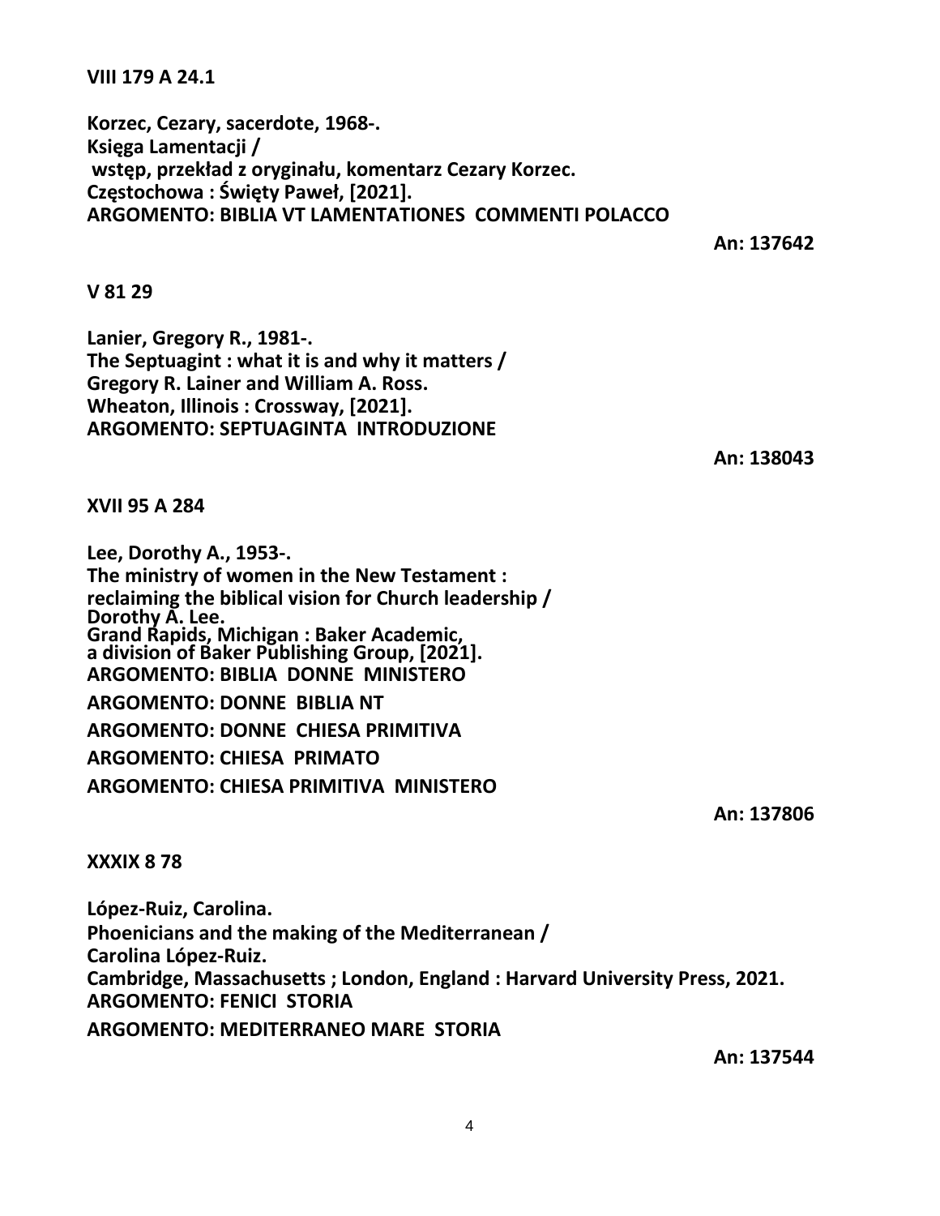**VIII 179 A 24.1**

**Korzec, Cezary, sacerdote, 1968-.**
**Księga Lamentacji /**
**wstęp, przekład z oryginału, komentarz Cezary Korzec.**
**Częstochowa : Święty Paweł, [2021].**
**ARGOMENTO: BIBLIA VT LAMENTATIONES COMMENTI POLACCO**

**An: 137642**

**V 81 29**

**Lanier, Gregory R., 1981-.**
**The Septuagint : what it is and why it matters /**
**Gregory R. Lainer and William A. Ross.**
**Wheaton, Illinois : Crossway, [2021].**
**ARGOMENTO: SEPTUAGINTA INTRODUZIONE**

**An: 138043**

**XVII 95 A 284**

**Lee, Dorothy A., 1953-.**
**The ministry of women in the New Testament :**
**reclaiming the biblical vision for Church leadership /**
**Dorothy A. Lee.**
**Grand Rapids, Michigan : Baker Academic,**
**a division of Baker Publishing Group, [2021].**
**ARGOMENTO: BIBLIA DONNE MINISTERO**
**ARGOMENTO: DONNE BIBLIA NT**
**ARGOMENTO: DONNE CHIESA PRIMITIVA**
**ARGOMENTO: CHIESA PRIMATO**
**ARGOMENTO: CHIESA PRIMITIVA MINISTERO**

**An: 137806**

**XXXIX 8 78**

**López-Ruiz, Carolina.**
**Phoenicians and the making of the Mediterranean /**
**Carolina López-Ruiz.**
**Cambridge, Massachusetts ; London, England : Harvard University Press, 2021.**
**ARGOMENTO: FENICI STORIA**
**ARGOMENTO: MEDITERRANEO MARE STORIA**

**An: 137544**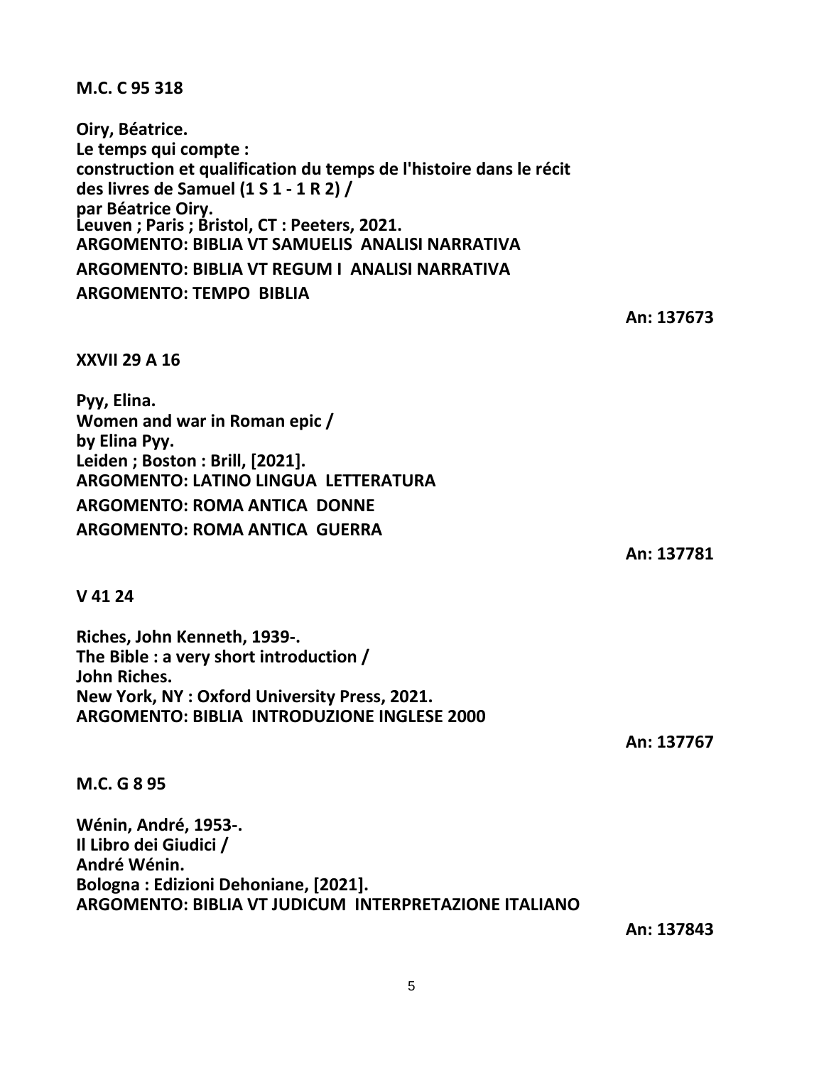**M.C. C 95 318**

**Oiry, Béatrice.**
**Le temps qui compte :**
**construction et qualification du temps de l'histoire dans le récit des livres de Samuel (1 S 1 - 1 R 2) /**
**par Béatrice Oiry.**
**Leuven ; Paris ; Bristol, CT : Peeters, 2021.**
**ARGOMENTO: BIBLIA VT SAMUELIS ANALISI NARRATIVA**
**ARGOMENTO: BIBLIA VT REGUM I ANALISI NARRATIVA**
**ARGOMENTO: TEMPO BIBLIA**

**An: 137673**

**XXVII 29 A 16**

**Pyy, Elina.**
**Women and war in Roman epic /**
**by Elina Pyy.**
**Leiden ; Boston : Brill, [2021].**
**ARGOMENTO: LATINO LINGUA LETTERATURA**
**ARGOMENTO: ROMA ANTICA DONNE**
**ARGOMENTO: ROMA ANTICA GUERRA**

**An: 137781**

**V 41 24**

**Riches, John Kenneth, 1939-.**
**The Bible : a very short introduction /**
**John Riches.**
**New York, NY : Oxford University Press, 2021.**
**ARGOMENTO: BIBLIA INTRODUZIONE INGLESE 2000**

**An: 137767**

**M.C. G 8 95**

**Wénin, André, 1953-.**
**Il Libro dei Giudici /**
**André Wénin.**
**Bologna : Edizioni Dehoniane, [2021].**
**ARGOMENTO: BIBLIA VT JUDICUM INTERPRETAZIONE ITALIANO**

**An: 137843**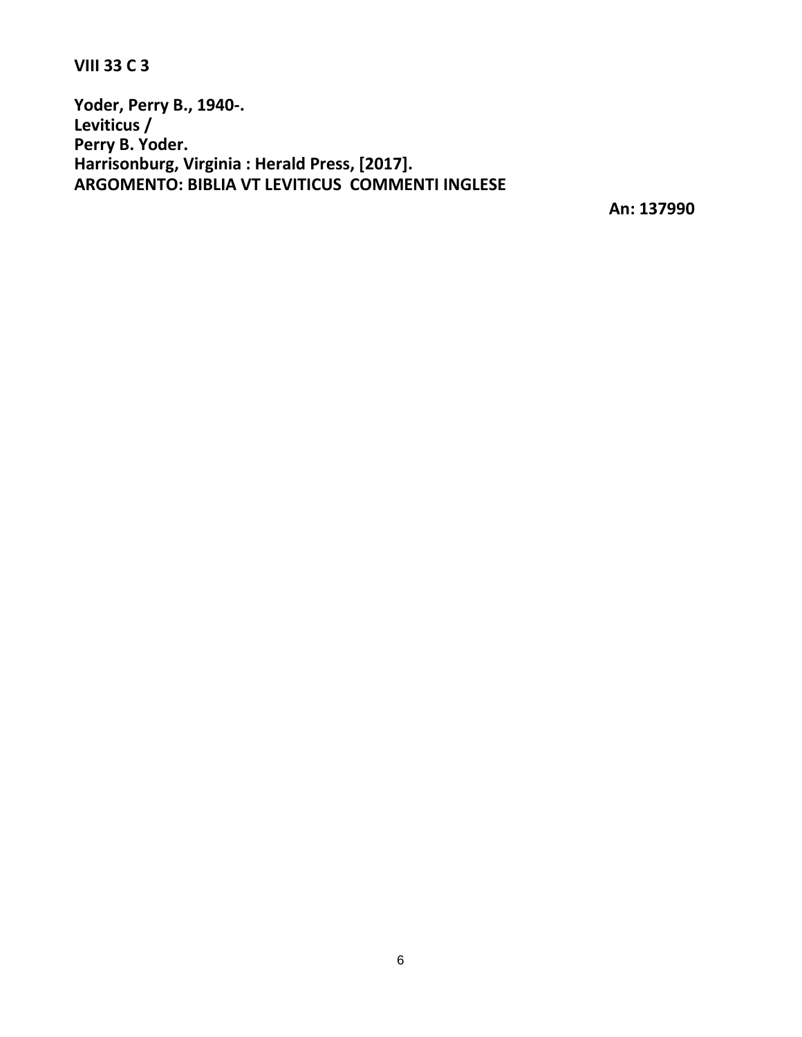**VIII 33 C 3**

**Yoder, Perry B., 1940-.**
**Leviticus /**
**Perry B. Yoder.**
**Harrisonburg, Virginia : Herald Press, [2017].**
**ARGOMENTO: BIBLIA VT LEVITICUS  COMMENTI INGLESE**

**An: 137990**